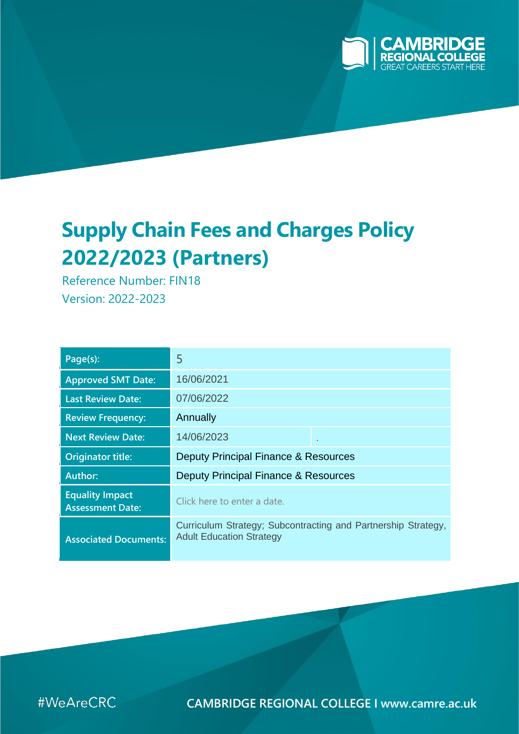CAMBRIDGE REGIONAL COLLEGE
GREAT CAREERS START HERE

# Supply Chain Fees and Charges Policy 2022/2023 (Partners)

Reference Number: FIN18

Version: 2022-2023

| | |
|---|---|
| Page(s): | 5 |
| Approved SMT Date: | 16/06/2021 |
| Last Review Date: | 07/06/2022 |
| Review Frequency: | Annually |
| Next Review Date: | 14/06/2023 |
| Originator title: | Deputy Principal Finance & Resources |
| Author: | Deputy Principal Finance & Resources |
| Equality Impact Assessment Date: | Click here to enter a date. |
| Associated Documents: | Curriculum Strategy; Subcontracting and Partnership Strategy, Adult Education Strategy |

#WeAreCRC

CAMBRIDGE REGIONAL COLLEGE I www.camre.ac.uk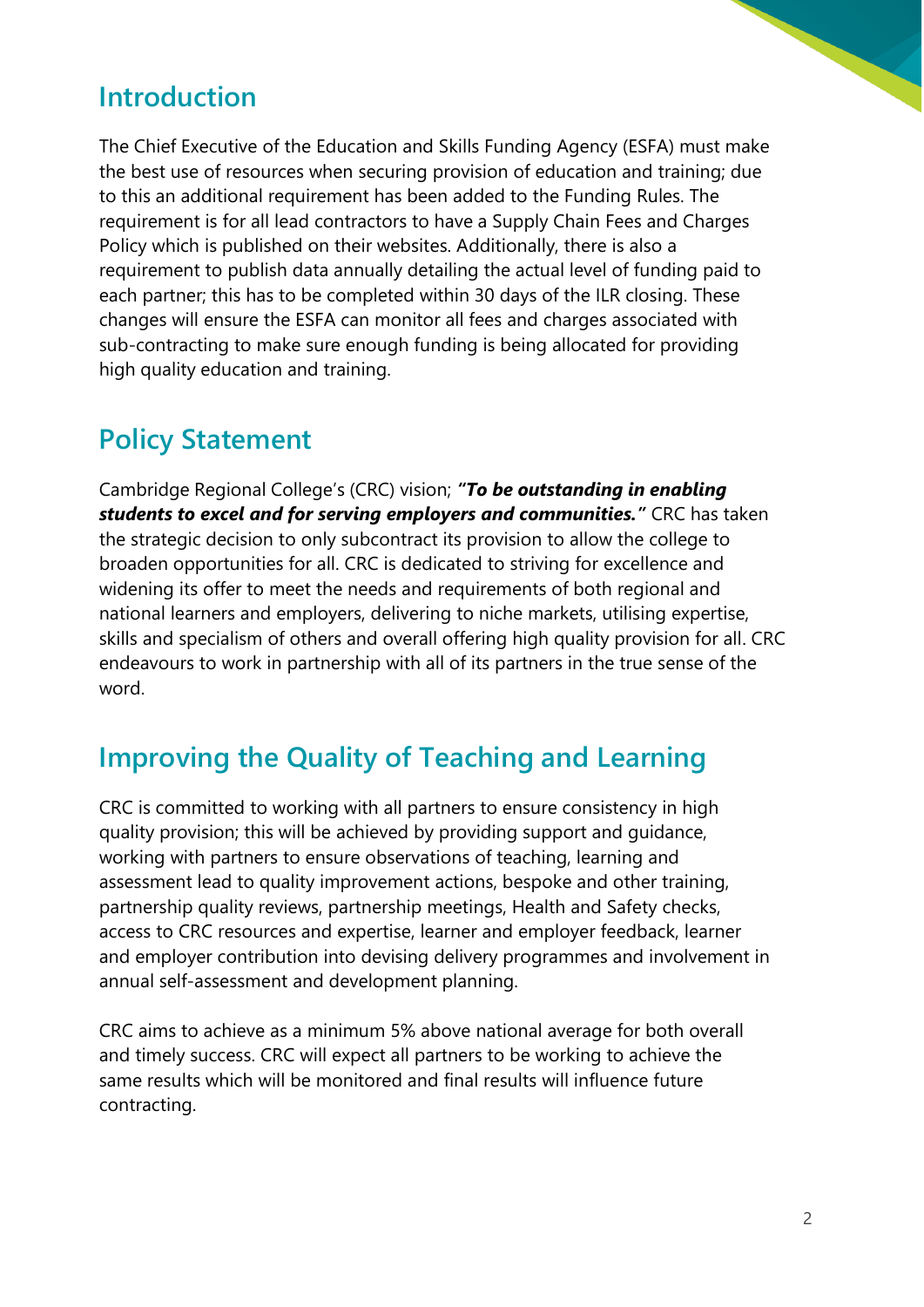## Introduction

The Chief Executive of the Education and Skills Funding Agency (ESFA) must make the best use of resources when securing provision of education and training; due to this an additional requirement has been added to the Funding Rules. The requirement is for all lead contractors to have a Supply Chain Fees and Charges Policy which is published on their websites. Additionally, there is also a requirement to publish data annually detailing the actual level of funding paid to each partner; this has to be completed within 30 days of the ILR closing. These changes will ensure the ESFA can monitor all fees and charges associated with sub-contracting to make sure enough funding is being allocated for providing high quality education and training.

## Policy Statement

Cambridge Regional College's (CRC) vision; ***"To be outstanding in enabling students to excel and for serving employers and communities."*** CRC has taken the strategic decision to only subcontract its provision to allow the college to broaden opportunities for all. CRC is dedicated to striving for excellence and widening its offer to meet the needs and requirements of both regional and national learners and employers, delivering to niche markets, utilising expertise, skills and specialism of others and overall offering high quality provision for all. CRC endeavours to work in partnership with all of its partners in the true sense of the word.

## Improving the Quality of Teaching and Learning

CRC is committed to working with all partners to ensure consistency in high quality provision; this will be achieved by providing support and guidance, working with partners to ensure observations of teaching, learning and assessment lead to quality improvement actions, bespoke and other training, partnership quality reviews, partnership meetings, Health and Safety checks, access to CRC resources and expertise, learner and employer feedback, learner and employer contribution into devising delivery programmes and involvement in annual self-assessment and development planning.

CRC aims to achieve as a minimum 5% above national average for both overall and timely success. CRC will expect all partners to be working to achieve the same results which will be monitored and final results will influence future contracting.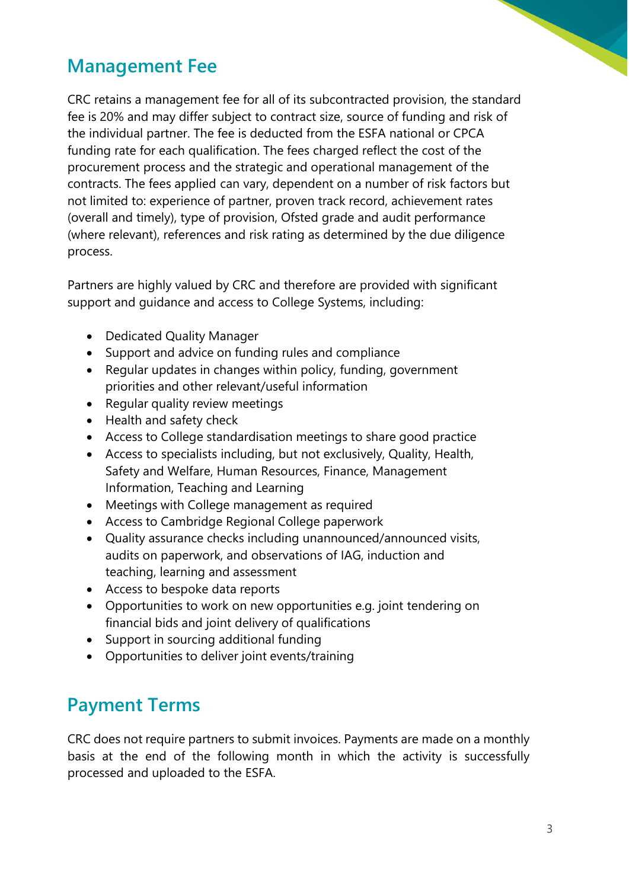## Management Fee

CRC retains a management fee for all of its subcontracted provision, the standard fee is 20% and may differ subject to contract size, source of funding and risk of the individual partner. The fee is deducted from the ESFA national or CPCA funding rate for each qualification. The fees charged reflect the cost of the procurement process and the strategic and operational management of the contracts. The fees applied can vary, dependent on a number of risk factors but not limited to: experience of partner, proven track record, achievement rates (overall and timely), type of provision, Ofsted grade and audit performance (where relevant), references and risk rating as determined by the due diligence process.

Partners are highly valued by CRC and therefore are provided with significant support and guidance and access to College Systems, including:

- Dedicated Quality Manager
- Support and advice on funding rules and compliance
- Regular updates in changes within policy, funding, government priorities and other relevant/useful information
- Regular quality review meetings
- Health and safety check
- Access to College standardisation meetings to share good practice
- Access to specialists including, but not exclusively, Quality, Health, Safety and Welfare, Human Resources, Finance, Management Information, Teaching and Learning
- Meetings with College management as required
- Access to Cambridge Regional College paperwork
- Quality assurance checks including unannounced/announced visits, audits on paperwork, and observations of IAG, induction and teaching, learning and assessment
- Access to bespoke data reports
- Opportunities to work on new opportunities e.g. joint tendering on financial bids and joint delivery of qualifications
- Support in sourcing additional funding
- Opportunities to deliver joint events/training

## Payment Terms

CRC does not require partners to submit invoices. Payments are made on a monthly basis at the end of the following month in which the activity is successfully processed and uploaded to the ESFA.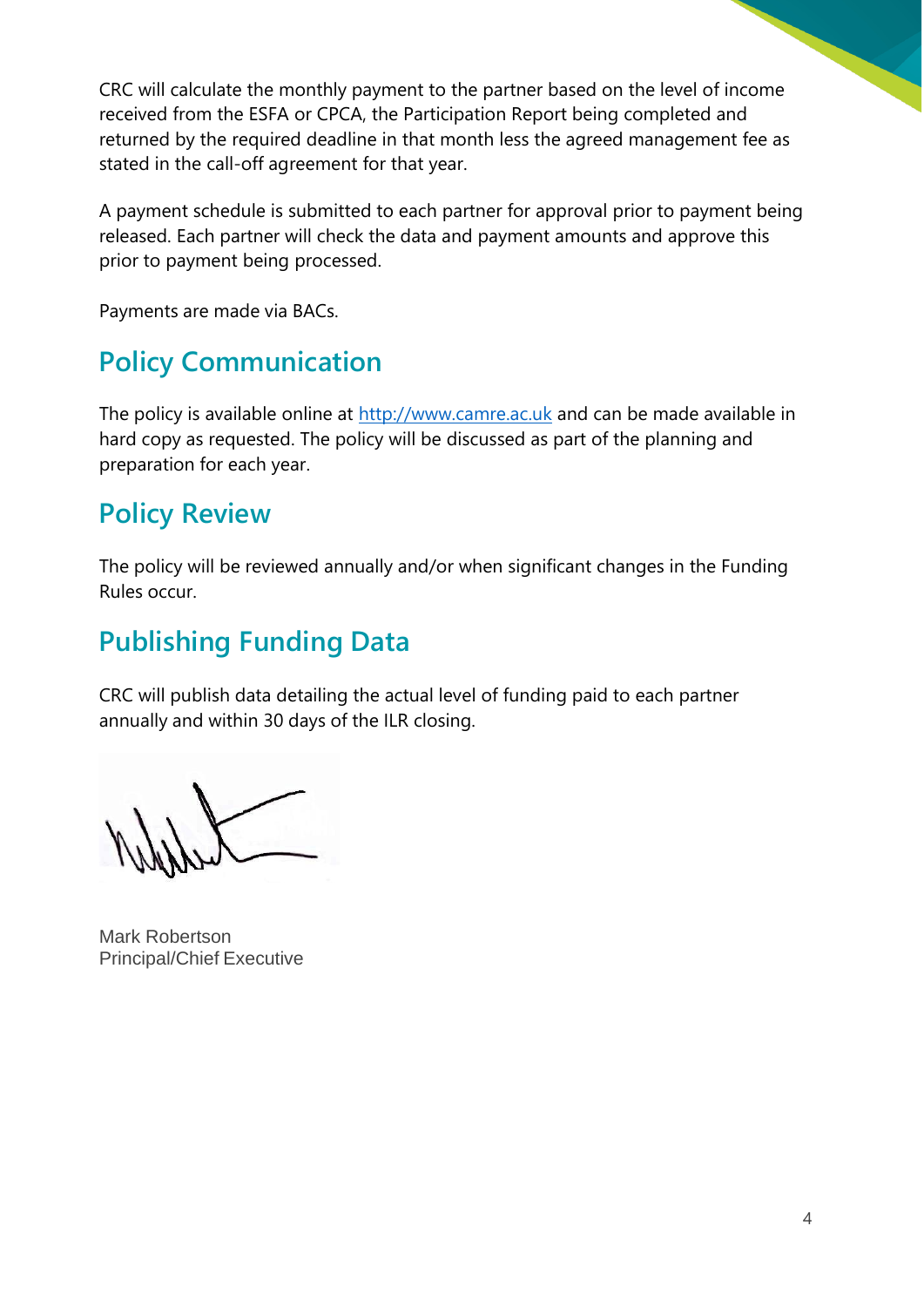CRC will calculate the monthly payment to the partner based on the level of income received from the ESFA or CPCA, the Participation Report being completed and returned by the required deadline in that month less the agreed management fee as stated in the call-off agreement for that year.

A payment schedule is submitted to each partner for approval prior to payment being released. Each partner will check the data and payment amounts and approve this prior to payment being processed.

Payments are made via BACs.

## Policy Communication

The policy is available online at [http://www.camre.ac.uk](http://www.camre.ac.uk) and can be made available in hard copy as requested. The policy will be discussed as part of the planning and preparation for each year.

## Policy Review

The policy will be reviewed annually and/or when significant changes in the Funding Rules occur.

## Publishing Funding Data

CRC will publish data detailing the actual level of funding paid to each partner annually and within 30 days of the ILR closing.

Mark Robertson
Principal/Chief Executive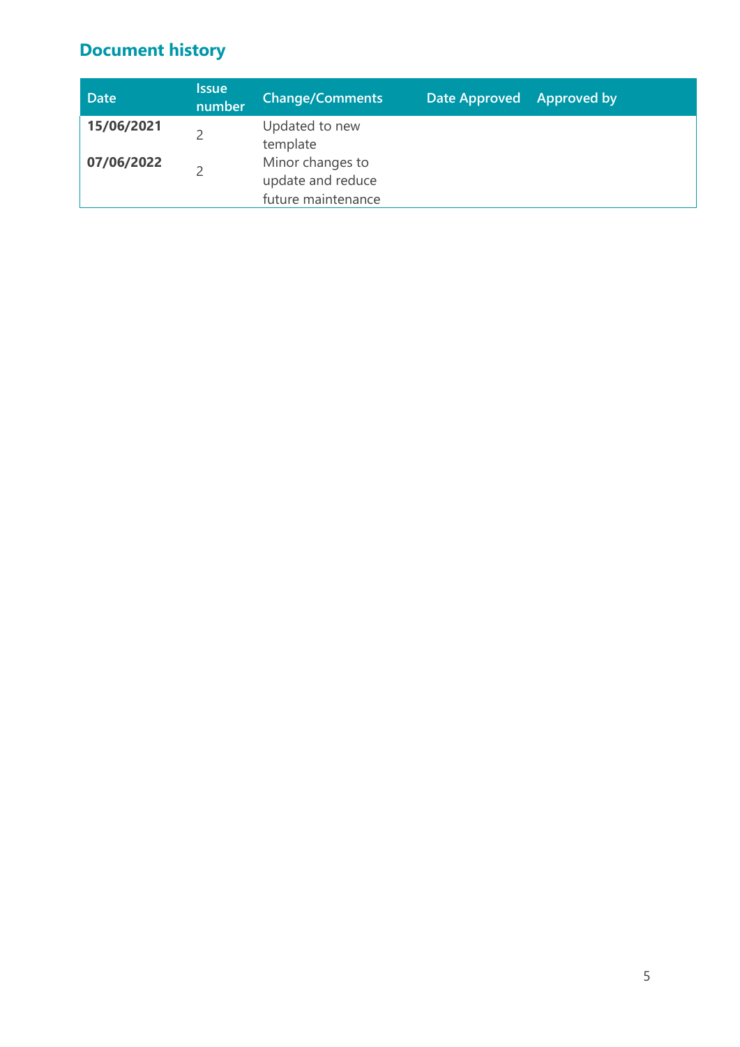## Document history

| Date | Issue number | Change/Comments | Date Approved | Approved by |
|---|---|---|---|---|
| **15/06/2021** | 2 | Updated to new template | | |
| **07/06/2022** | 2 | Minor changes to update and reduce future maintenance | | |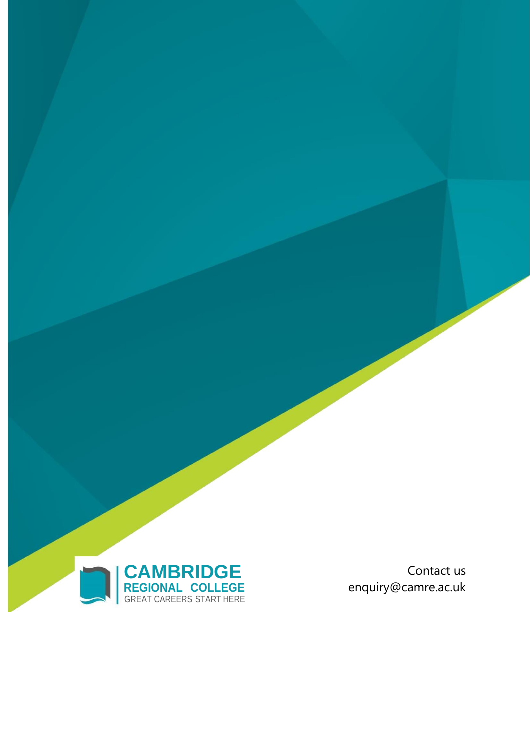CAMBRIDGE
REGIONAL COLLEGE
GREAT CAREERS START HERE

Contact us
enquiry@camre.ac.uk